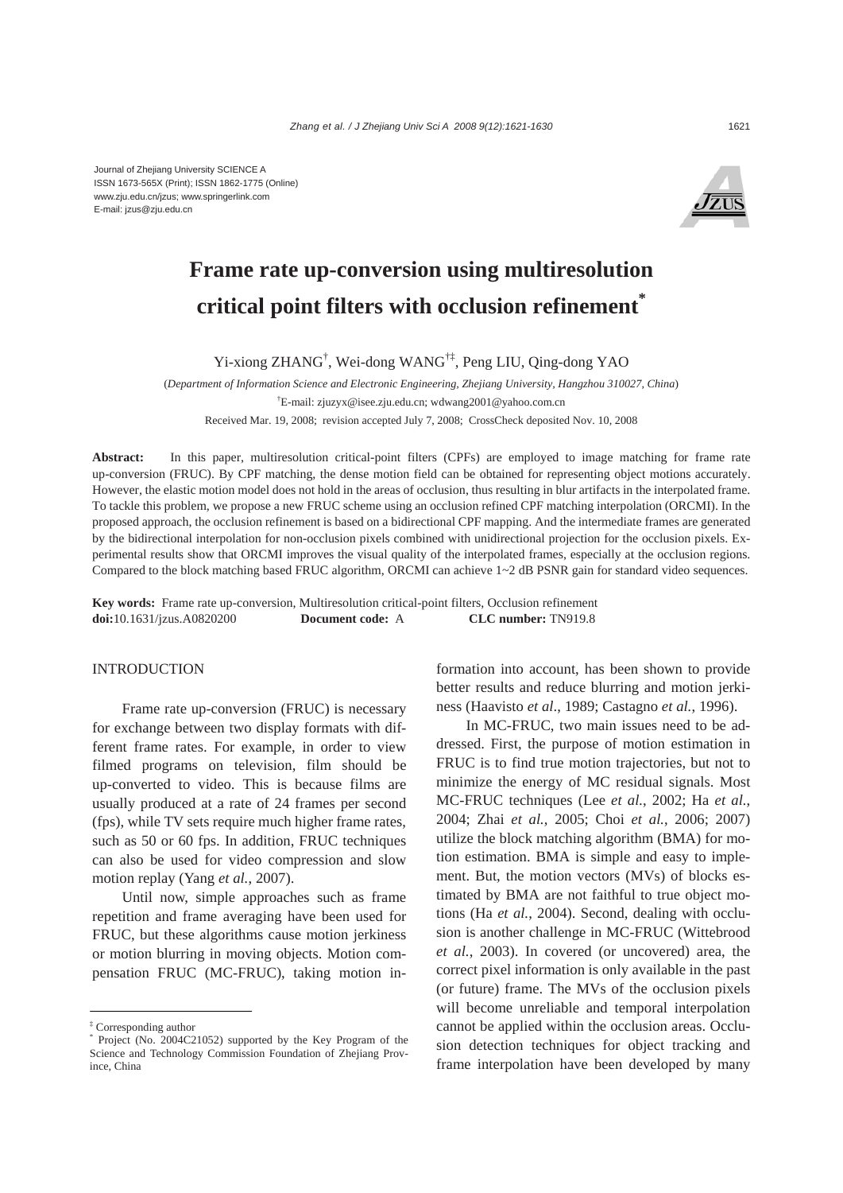Journal of Zhejiang University SCIENCE A
ISSN 1673-565X (Print); ISSN 1862-1775 (Online)
www.zju.edu.cn/jzus; www.springerlink.com
E-mail: jzus@zju.edu.cn

# Frame rate up-conversion using multiresolution critical point filters with occlusion refinement[*]

Yi-xiong ZHANG[†], Wei-dong WANG[†‡], Peng LIU, Qing-dong YAO

(*Department of Information Science and Electronic Engineering, Zhejiang University, Hangzhou 310027, China*)

[†]E-mail: zjuzyx@isee.zju.edu.cn; wdwang2001@yahoo.com.cn

Received Mar. 19, 2008; revision accepted July 7, 2008; CrossCheck deposited Nov. 10, 2008

**Abstract:** In this paper, multiresolution critical-point filters (CPFs) are employed to image matching for frame rate up-conversion (FRUC). By CPF matching, the dense motion field can be obtained for representing object motions accurately. However, the elastic motion model does not hold in the areas of occlusion, thus resulting in blur artifacts in the interpolated frame. To tackle this problem, we propose a new FRUC scheme using an occlusion refined CPF matching interpolation (ORCMI). In the proposed approach, the occlusion refinement is based on a bidirectional CPF mapping. And the intermediate frames are generated by the bidirectional interpolation for non-occlusion pixels combined with unidirectional projection for the occlusion pixels. Experimental results show that ORCMI improves the visual quality of the interpolated frames, especially at the occlusion regions. Compared to the block matching based FRUC algorithm, ORCMI can achieve 1~2 dB PSNR gain for standard video sequences.

**Key words:** Frame rate up-conversion, Multiresolution critical-point filters, Occlusion refinement
**doi:**10.1631/jzus.A0820200 **Document code:** A **CLC number:** TN919.8

## INTRODUCTION

Frame rate up-conversion (FRUC) is necessary for exchange between two display formats with different frame rates. For example, in order to view filmed programs on television, film should be up-converted to video. This is because films are usually produced at a rate of 24 frames per second (fps), while TV sets require much higher frame rates, such as 50 or 60 fps. In addition, FRUC techniques can also be used for video compression and slow motion replay (Yang *et al.*, 2007).

Until now, simple approaches such as frame repetition and frame averaging have been used for FRUC, but these algorithms cause motion jerkiness or motion blurring in moving objects. Motion compensation FRUC (MC-FRUC), taking motion information into account, has been shown to provide better results and reduce blurring and motion jerkiness (Haavisto *et al*., 1989; Castagno *et al.*, 1996).

In MC-FRUC, two main issues need to be addressed. First, the purpose of motion estimation in FRUC is to find true motion trajectories, but not to minimize the energy of MC residual signals. Most MC-FRUC techniques (Lee *et al.*, 2002; Ha *et al.*, 2004; Zhai *et al.*, 2005; Choi *et al.*, 2006; 2007) utilize the block matching algorithm (BMA) for motion estimation. BMA is simple and easy to implement. But, the motion vectors (MVs) of blocks estimated by BMA are not faithful to true object motions (Ha *et al.*, 2004). Second, dealing with occlusion is another challenge in MC-FRUC (Wittebrood *et al.*, 2003). In covered (or uncovered) area, the correct pixel information is only available in the past (or future) frame. The MVs of the occlusion pixels will become unreliable and temporal interpolation cannot be applied within the occlusion areas. Occlusion detection techniques for object tracking and frame interpolation have been developed by many

[‡] Corresponding author
[*] Project (No. 2004C21052) supported by the Key Program of the Science and Technology Commission Foundation of Zhejiang Province, China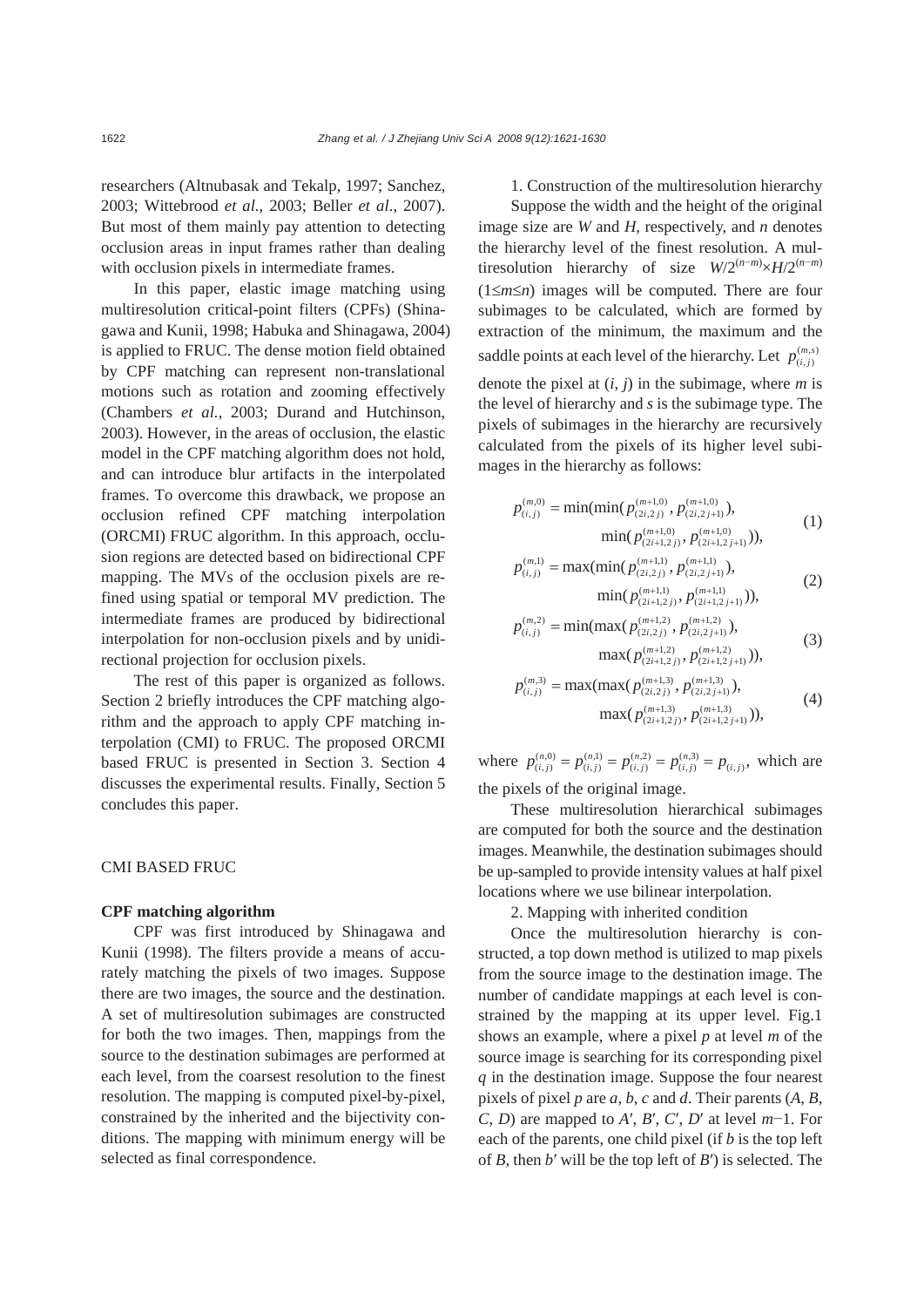researchers (Altnubasak and Tekalp, 1997; Sanchez, 2003; Wittebrood *et al.*, 2003; Beller *et al*., 2007). But most of them mainly pay attention to detecting occlusion areas in input frames rather than dealing with occlusion pixels in intermediate frames.

In this paper, elastic image matching using multiresolution critical-point filters (CPFs) (Shinagawa and Kunii, 1998; Habuka and Shinagawa, 2004) is applied to FRUC. The dense motion field obtained by CPF matching can represent non-translational motions such as rotation and zooming effectively (Chambers *et al.*, 2003; Durand and Hutchinson, 2003). However, in the areas of occlusion, the elastic model in the CPF matching algorithm does not hold, and can introduce blur artifacts in the interpolated frames. To overcome this drawback, we propose an occlusion refined CPF matching interpolation (ORCMI) FRUC algorithm. In this approach, occlusion regions are detected based on bidirectional CPF mapping. The MVs of the occlusion pixels are refined using spatial or temporal MV prediction. The intermediate frames are produced by bidirectional interpolation for non-occlusion pixels and by unidirectional projection for occlusion pixels.

The rest of this paper is organized as follows. Section 2 briefly introduces the CPF matching algorithm and the approach to apply CPF matching interpolation (CMI) to FRUC. The proposed ORCMI based FRUC is presented in Section 3. Section 4 discusses the experimental results. Finally, Section 5 concludes this paper.

## CMI BASED FRUC

### CPF matching algorithm

CPF was first introduced by Shinagawa and Kunii (1998). The filters provide a means of accurately matching the pixels of two images. Suppose there are two images, the source and the destination. A set of multiresolution subimages are constructed for both the two images. Then, mappings from the source to the destination subimages are performed at each level, from the coarsest resolution to the finest resolution. The mapping is computed pixel-by-pixel, constrained by the inherited and the bijectivity conditions. The mapping with minimum energy will be selected as final correspondence.

1. Construction of the multiresolution hierarchy

Suppose the width and the height of the original image size are $W$ and $H$, respectively, and $n$ denotes the hierarchy level of the finest resolution. A multiresolution hierarchy of size $W/2^{(n-m)}\times H/2^{(n-m)}$ ($1\leq m\leq n$) images will be computed. There are four subimages to be calculated, which are formed by extraction of the minimum, the maximum and the saddle points at each level of the hierarchy. Let $p_{(i,j)}^{(m,s)}$ denote the pixel at $(i, j)$ in the subimage, where $m$ is the level of hierarchy and $s$ is the subimage type. The pixels of subimages in the hierarchy are recursively calculated from the pixels of its higher level subimages in the hierarchy as follows:

$$p_{(i,j)}^{(m,0)} = \min(\min(p_{(2i,2j)}^{(m+1,0)}, p_{(2i,2j+1)}^{(m+1,0)}), \min(p_{(2i+1,2j)}^{(m+1,0)}, p_{(2i+1,2j+1)}^{(m+1,0)})), \tag{1}$$

$$p_{(i,j)}^{(m,1)} = \max(\min(p_{(2i,2j)}^{(m+1,1)}, p_{(2i,2j+1)}^{(m+1,1)}), \min(p_{(2i+1,2j)}^{(m+1,1)}, p_{(2i+1,2j+1)}^{(m+1,1)})), \tag{2}$$

$$p_{(i,j)}^{(m,2)} = \min(\max(p_{(2i,2j)}^{(m+1,2)}, p_{(2i,2j+1)}^{(m+1,2)}), \max(p_{(2i+1,2j)}^{(m+1,2)}, p_{(2i+1,2j+1)}^{(m+1,2)})), \tag{3}$$

$$p_{(i,j)}^{(m,3)} = \max(\max(p_{(2i,2j)}^{(m+1,3)}, p_{(2i,2j+1)}^{(m+1,3)}), \max(p_{(2i+1,2j)}^{(m+1,3)}, p_{(2i+1,2j+1)}^{(m+1,3)})), \tag{4}$$

where $p_{(i,j)}^{(n,0)} = p_{(i,j)}^{(n,1)} = p_{(i,j)}^{(n,2)} = p_{(i,j)}^{(n,3)} = p_{(i,j)}$, which are the pixels of the original image.

These multiresolution hierarchical subimages are computed for both the source and the destination images. Meanwhile, the destination subimages should be up-sampled to provide intensity values at half pixel locations where we use bilinear interpolation.

2. Mapping with inherited condition

Once the multiresolution hierarchy is constructed, a top down method is utilized to map pixels from the source image to the destination image. The number of candidate mappings at each level is constrained by the mapping at its upper level. Fig.1 shows an example, where a pixel $p$ at level $m$ of the source image is searching for its corresponding pixel $q$ in the destination image. Suppose the four nearest pixels of pixel $p$ are $a$, $b$, $c$ and $d$. Their parents ($A$, $B$, $C$, $D$) are mapped to $A'$, $B'$, $C'$, $D'$ at level $m-1$. For each of the parents, one child pixel (if $b$ is the top left of $B$, then $b'$ will be the top left of $B'$) is selected. The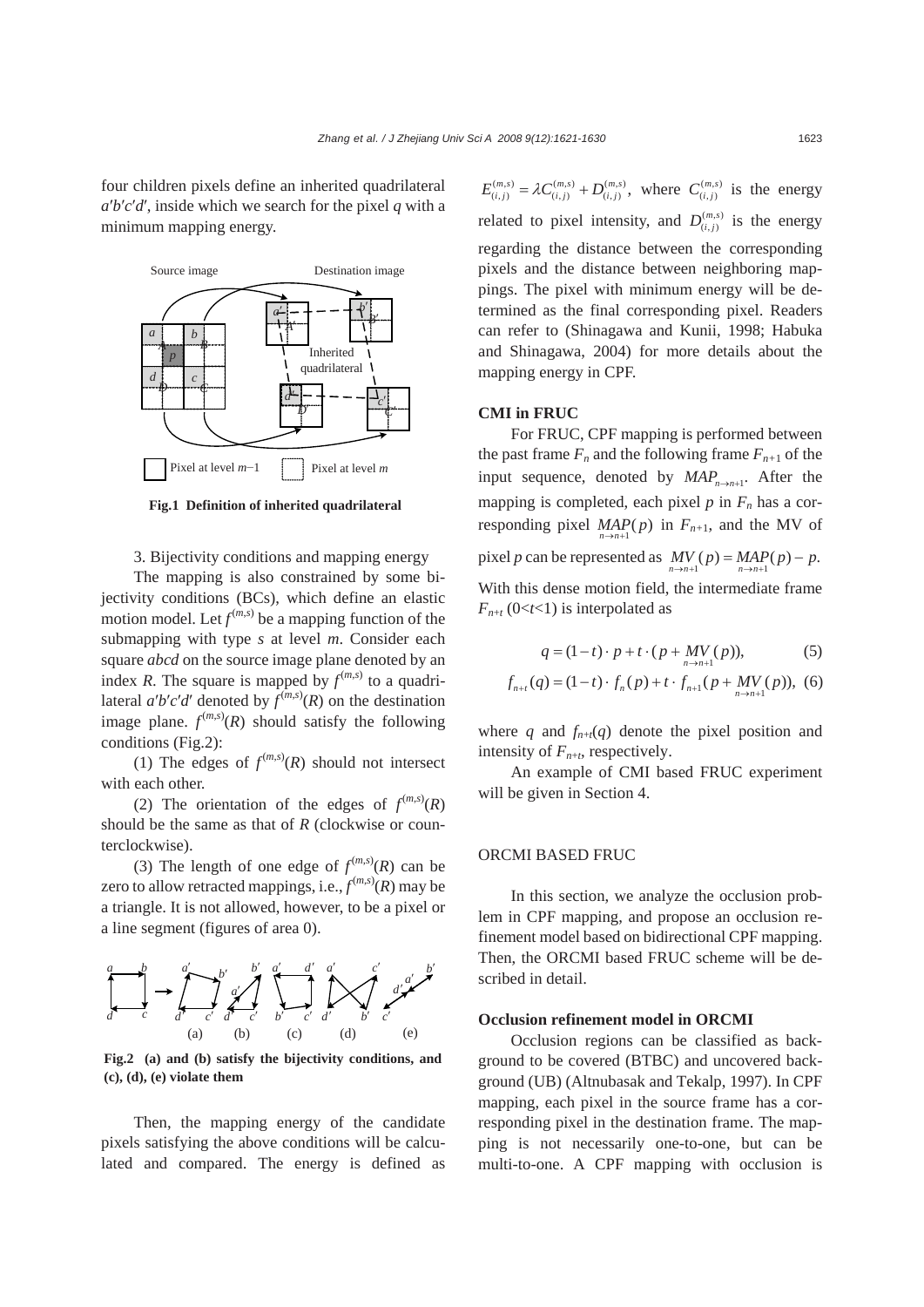four children pixels define an inherited quadrilateral $a'b'c'd'$, inside which we search for the pixel $q$ with a minimum mapping energy.

**Fig.1 Definition of inherited quadrilateral**

3. Bijectivity conditions and mapping energy

The mapping is also constrained by some bijectivity conditions (BCs), which define an elastic motion model. Let $f^{(m,s)}$ be a mapping function of the submapping with type $s$ at level $m$. Consider each square $abcd$ on the source image plane denoted by an index $R$. The square is mapped by $f^{(m,s)}$ to a quadrilateral $a'b'c'd'$ denoted by $f^{(m,s)}(R)$ on the destination image plane. $f^{(m,s)}(R)$ should satisfy the following conditions (Fig.2):

(1) The edges of $f^{(m,s)}(R)$ should not intersect with each other.

(2) The orientation of the edges of $f^{(m,s)}(R)$ should be the same as that of $R$ (clockwise or counterclockwise).

(3) The length of one edge of $f^{(m,s)}(R)$ can be zero to allow retracted mappings, i.e., $f^{(m,s)}(R)$ may be a triangle. It is not allowed, however, to be a pixel or a line segment (figures of area 0).

**Fig.2 (a) and (b) satisfy the bijectivity conditions, and (c), (d), (e) violate them**

Then, the mapping energy of the candidate pixels satisfying the above conditions will be calculated and compared. The energy is defined as $E_{(i,j)}^{(m,s)} = \lambda C_{(i,j)}^{(m,s)} + D_{(i,j)}^{(m,s)}$, where $C_{(i,j)}^{(m,s)}$ is the energy related to pixel intensity, and $D_{(i,j)}^{(m,s)}$ is the energy regarding the distance between the corresponding pixels and the distance between neighboring mappings. The pixel with minimum energy will be determined as the final corresponding pixel. Readers can refer to (Shinagawa and Kunii, 1998; Habuka and Shinagawa, 2004) for more details about the mapping energy in CPF.

### CMI in FRUC

For FRUC, CPF mapping is performed between the past frame $F_n$ and the following frame $F_{n+1}$ of the input sequence, denoted by $MAP_{n\to n+1}$. After the mapping is completed, each pixel $p$ in $F_n$ has a corresponding pixel $\underset{n\to n+1}{MAP}(p)$ in $F_{n+1}$, and the MV of pixel $p$ can be represented as $\underset{n\to n+1}{MV}(p) = \underset{n\to n+1}{MAP}(p) - p$. With this dense motion field, the intermediate frame $F_{n+t}$ ($0<t<1$) is interpolated as

$$q = (1-t)\cdot p + t\cdot (p + \underset{n\to n+1}{MV}(p)), \tag{5}$$

$$f_{n+t}(q) = (1-t)\cdot f_n(p) + t\cdot f_{n+1}(p + \underset{n\to n+1}{MV}(p)), \tag{6}$$

where $q$ and $f_{n+t}(q)$ denote the pixel position and intensity of $F_{n+t}$, respectively.

An example of CMI based FRUC experiment will be given in Section 4.

## ORCMI BASED FRUC

In this section, we analyze the occlusion problem in CPF mapping, and propose an occlusion refinement model based on bidirectional CPF mapping. Then, the ORCMI based FRUC scheme will be described in detail.

### Occlusion refinement model in ORCMI

Occlusion regions can be classified as background to be covered (BTBC) and uncovered background (UB) (Altnubasak and Tekalp, 1997). In CPF mapping, each pixel in the source frame has a corresponding pixel in the destination frame. The mapping is not necessarily one-to-one, but can be multi-to-one. A CPF mapping with occlusion is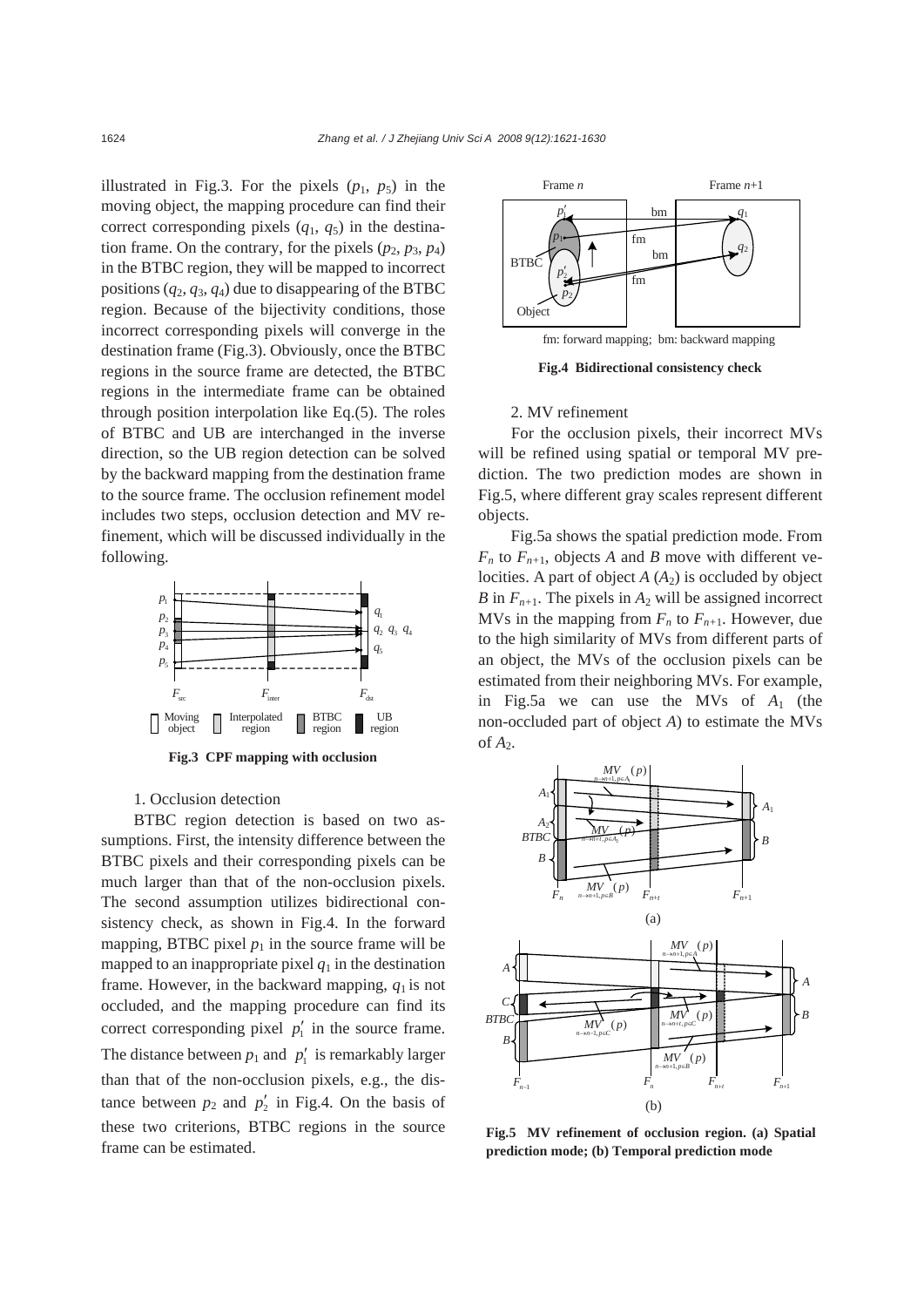illustrated in Fig.3. For the pixels ($p_1$, $p_5$) in the moving object, the mapping procedure can find their correct corresponding pixels ($q_1$, $q_5$) in the destination frame. On the contrary, for the pixels ($p_2$, $p_3$, $p_4$) in the BTBC region, they will be mapped to incorrect positions ($q_2$, $q_3$, $q_4$) due to disappearing of the BTBC region. Because of the bijectivity conditions, those incorrect corresponding pixels will converge in the destination frame (Fig.3). Obviously, once the BTBC regions in the source frame are detected, the BTBC regions in the intermediate frame can be obtained through position interpolation like Eq.(5). The roles of BTBC and UB are interchanged in the inverse direction, so the UB region detection can be solved by the backward mapping from the destination frame to the source frame. The occlusion refinement model includes two steps, occlusion detection and MV refinement, which will be discussed individually in the following.

**Fig.3 CPF mapping with occlusion**

1. Occlusion detection

BTBC region detection is based on two assumptions. First, the intensity difference between the BTBC pixels and their corresponding pixels can be much larger than that of the non-occlusion pixels. The second assumption utilizes bidirectional consistency check, as shown in Fig.4. In the forward mapping, BTBC pixel $p_1$ in the source frame will be mapped to an inappropriate pixel $q_1$ in the destination frame. However, in the backward mapping, $q_1$ is not occluded, and the mapping procedure can find its correct corresponding pixel $p_1'$ in the source frame. The distance between $p_1$ and $p_1'$ is remarkably larger than that of the non-occlusion pixels, e.g., the distance between $p_2$ and $p_2'$ in Fig.4. On the basis of these two criterions, BTBC regions in the source frame can be estimated.

fm: forward mapping; bm: backward mapping

**Fig.4 Bidirectional consistency check**

2. MV refinement

For the occlusion pixels, their incorrect MVs will be refined using spatial or temporal MV prediction. The two prediction modes are shown in Fig.5, where different gray scales represent different objects.

Fig.5a shows the spatial prediction mode. From $F_n$ to $F_{n+1}$, objects $A$ and $B$ move with different velocities. A part of object $A$ ($A_2$) is occluded by object $B$ in $F_{n+1}$. The pixels in $A_2$ will be assigned incorrect MVs in the mapping from $F_n$ to $F_{n+1}$. However, due to the high similarity of MVs from different parts of an object, the MVs of the occlusion pixels can be estimated from their neighboring MVs. For example, in Fig.5a we can use the MVs of $A_1$ (the non-occluded part of object $A$) to estimate the MVs of $A_2$.

**Fig.5 MV refinement of occlusion region. (a) Spatial prediction mode; (b) Temporal prediction mode**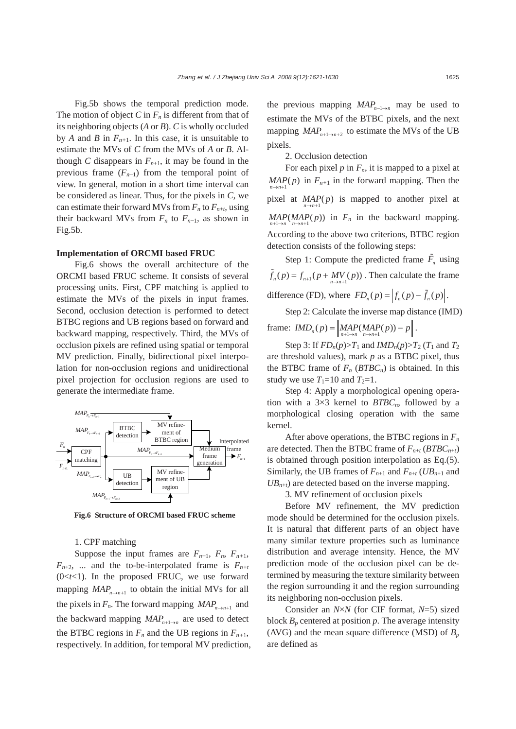Fig.5b shows the temporal prediction mode. The motion of object $C$ in $F_n$ is different from that of its neighboring objects ($A$ or $B$). $C$ is wholly occluded by $A$ and $B$ in $F_{n+1}$. In this case, it is unsuitable to estimate the MVs of $C$ from the MVs of $A$ or $B$. Although $C$ disappears in $F_{n+1}$, it may be found in the previous frame ($F_{n-1}$) from the temporal point of view. In general, motion in a short time interval can be considered as linear. Thus, for the pixels in $C$, we can estimate their forward MVs from $F_n$ to $F_{n+t}$, using their backward MVs from $F_n$ to $F_{n-1}$, as shown in Fig.5b.

**Implementation of ORCMI based FRUC**

Fig.6 shows the overall architecture of the ORCMI based FRUC scheme. It consists of several processing units. First, CPF matching is applied to estimate the MVs of the pixels in input frames. Second, occlusion detection is performed to detect BTBC regions and UB regions based on forward and backward mapping, respectively. Third, the MVs of occlusion pixels are refined using spatial or temporal MV prediction. Finally, bidirectional pixel interpolation for non-occlusion regions and unidirectional pixel projection for occlusion regions are used to generate the intermediate frame.

**Fig.6 Structure of ORCMI based FRUC scheme**

1. CPF matching

Suppose the input frames are $F_{n-1}$, $F_n$, $F_{n+1}$, $F_{n+2}$, ... and the to-be-interpolated frame is $F_{n+t}$ ($0<t<1$). In the proposed FRUC, we use forward mapping $\underset{n\to n+1}{MAP}$ to obtain the initial MVs for all the pixels in $F_n$. The forward mapping $\underset{n\to n+1}{MAP}$ and the backward mapping $\underset{n+1\to n}{MAP}$ are used to detect the BTBC regions in $F_n$ and the UB regions in $F_{n+1}$, respectively. In addition, for temporal MV prediction, the previous mapping $\underset{n-1\to n}{MAP}$ may be used to estimate the MVs of the BTBC pixels, and the next mapping $\underset{n+1\to n+2}{MAP}$ to estimate the MVs of the UB pixels.

2. Occlusion detection

For each pixel $p$ in $F_n$, it is mapped to a pixel at $\underset{n\to n+1}{MAP}(p)$ in $F_{n+1}$ in the forward mapping. Then the pixel at $\underset{n\to n+1}{MAP}(p)$ is mapped to another pixel at $\underset{n+1\to n}{MAP}(\underset{n\to n+1}{MAP}(p))$ in $F_n$ in the backward mapping. According to the above two criterions, BTBC region detection consists of the following steps:

Step 1: Compute the predicted frame $\tilde{F}_n$ using $\tilde{f}_n(p)=f_{n+1}(p+\underset{n\to n+1}{MV}(p))$. Then calculate the frame difference (FD), where $FD_n(p)=\left|f_n(p)-\tilde{f}_n(p)\right|$.

Step 2: Calculate the inverse map distance (IMD) frame: $IMD_n(p)=\left\|\underset{n+1\to n}{MAP}(\underset{n\to n+1}{MAP}(p))-p\right\|$.

Step 3: If $FD_n(p)>T_1$ and $IMD_n(p)>T_2$ ($T_1$ and $T_2$ are threshold values), mark $p$ as a BTBC pixel, thus the BTBC frame of $F_n$ ($BTBC_n$) is obtained. In this study we use $T_1=10$ and $T_2=1$.

Step 4: Apply a morphological opening operation with a 3×3 kernel to $BTBC_n$, followed by a morphological closing operation with the same kernel.

After above operations, the BTBC regions in $F_n$ are detected. Then the BTBC frame of $F_{n+t}$ ($BTBC_{n+t}$) is obtained through position interpolation as Eq.(5). Similarly, the UB frames of $F_{n+1}$ and $F_{n+t}$ ($UB_{n+1}$ and $UB_{n+t}$) are detected based on the inverse mapping.

3. MV refinement of occlusion pixels

Before MV refinement, the MV prediction mode should be determined for the occlusion pixels. It is natural that different parts of an object have many similar texture properties such as luminance distribution and average intensity. Hence, the MV prediction mode of the occlusion pixel can be determined by measuring the texture similarity between the region surrounding it and the region surrounding its neighboring non-occlusion pixels.

Consider an $N\times N$ (for CIF format, $N=5$) sized block $B_p$ centered at position $p$. The average intensity (AVG) and the mean square difference (MSD) of $B_p$ are defined as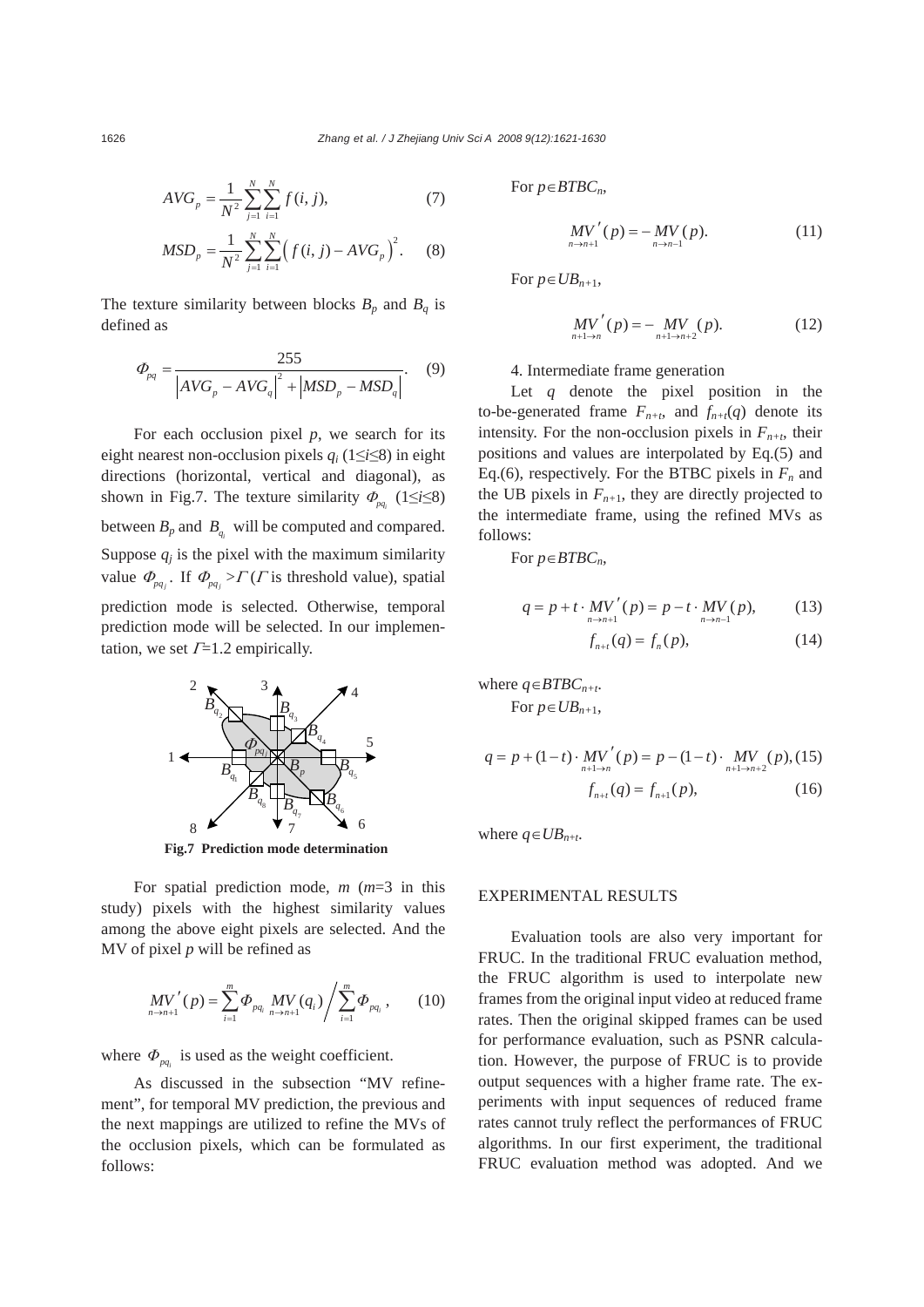$$AVG_p = \frac{1}{N^2}\sum_{j=1}^{N}\sum_{i=1}^{N} f(i,j), \tag{7}$$

$$MSD_p = \frac{1}{N^2}\sum_{j=1}^{N}\sum_{i=1}^{N}\left(f(i,j) - AVG_p\right)^2. \tag{8}$$

The texture similarity between blocks $B_p$ and $B_q$ is defined as

$$\Phi_{pq} = \frac{255}{\left|AVG_p - AVG_q\right|^2 + \left|MSD_p - MSD_q\right|}. \tag{9}$$

For each occlusion pixel $p$, we search for its eight nearest non-occlusion pixels $q_i$ ($1 \le i \le 8$) in eight directions (horizontal, vertical and diagonal), as shown in Fig.7. The texture similarity $\Phi_{pq_i}$ ($1 \le i \le 8$) between $B_p$ and $B_{q_i}$ will be computed and compared. Suppose $q_j$ is the pixel with the maximum similarity value $\Phi_{pq_j}$. If $\Phi_{pq_j} > \Gamma$ ($\Gamma$ is threshold value), spatial prediction mode is selected. Otherwise, temporal prediction mode will be selected. In our implementation, we set $\Gamma$=1.2 empirically.

**Fig.7 Prediction mode determination**

For spatial prediction mode, $m$ ($m$=3 in this study) pixels with the highest similarity values among the above eight pixels are selected. And the MV of pixel $p$ will be refined as

$$\underset{n\to n+1}{MV}'(p) = \sum_{i=1}^{m} \Phi_{pq_i} \underset{n\to n+1}{MV}(q_i) \bigg/ \sum_{i=1}^{m} \Phi_{pq_i}, \tag{10}$$

where $\Phi_{pq_i}$ is used as the weight coefficient.

As discussed in the subsection "MV refinement", for temporal MV prediction, the previous and the next mappings are utilized to refine the MVs of the occlusion pixels, which can be formulated as follows:

For $p \in BTBC_n$,

$$\underset{n\to n+1}{MV}'(p) = -\underset{n\to n-1}{MV}(p). \tag{11}$$

For $p \in UB_{n+1}$,

$$\underset{n+1\to n}{MV}'(p) = -\underset{n+1\to n+2}{MV}(p). \tag{12}$$

4. Intermediate frame generation

Let $q$ denote the pixel position in the to-be-generated frame $F_{n+t}$, and $f_{n+t}(q)$ denote its intensity. For the non-occlusion pixels in $F_{n+t}$, their positions and values are interpolated by Eq.(5) and Eq.(6), respectively. For the BTBC pixels in $F_n$ and the UB pixels in $F_{n+1}$, they are directly projected to the intermediate frame, using the refined MVs as follows:

For $p \in BTBC_n$,

$$q = p + t \cdot \underset{n\to n+1}{MV}'(p) = p - t \cdot \underset{n\to n-1}{MV}(p), \tag{13}$$

$$f_{n+t}(q) = f_n(p), \tag{14}$$

where $q \in BTBC_{n+t}$.

For $p \in UB_{n+1}$,

$$q = p + (1-t)\cdot \underset{n+1\to n}{MV}'(p) = p - (1-t)\cdot \underset{n+1\to n+2}{MV}(p), \tag{15}$$

$$f_{n+t}(q) = f_{n+1}(p), \tag{16}$$

where $q \in UB_{n+t}$.

## EXPERIMENTAL RESULTS

Evaluation tools are also very important for FRUC. In the traditional FRUC evaluation method, the FRUC algorithm is used to interpolate new frames from the original input video at reduced frame rates. Then the original skipped frames can be used for performance evaluation, such as PSNR calculation. However, the purpose of FRUC is to provide output sequences with a higher frame rate. The experiments with input sequences of reduced frame rates cannot truly reflect the performances of FRUC algorithms. In our first experiment, the traditional FRUC evaluation method was adopted. And we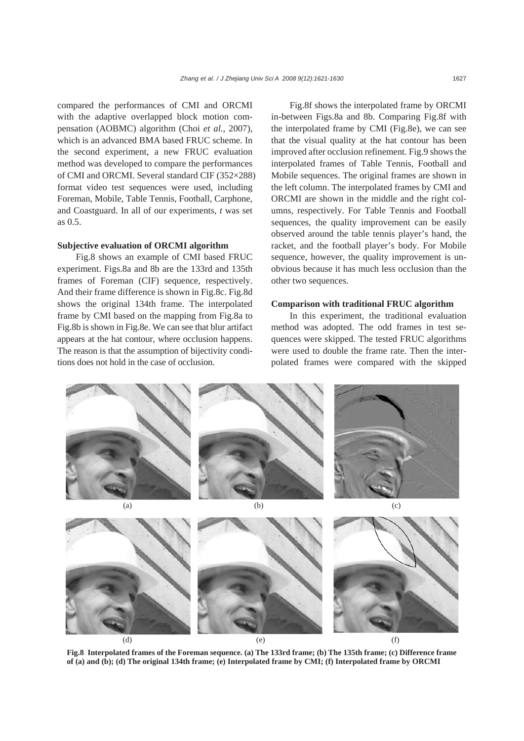compared the performances of CMI and ORCMI with the adaptive overlapped block motion compensation (AOBMC) algorithm (Choi *et al.*, 2007), which is an advanced BMA based FRUC scheme. In the second experiment, a new FRUC evaluation method was developed to compare the performances of CMI and ORCMI. Several standard CIF (352×288) format video test sequences were used, including Foreman, Mobile, Table Tennis, Football, Carphone, and Coastguard. In all of our experiments, $t$ was set as 0.5.

### Subjective evaluation of ORCMI algorithm

Fig.8 shows an example of CMI based FRUC experiment. Figs.8a and 8b are the 133rd and 135th frames of Foreman (CIF) sequence, respectively. And their frame difference is shown in Fig.8c. Fig.8d shows the original 134th frame. The interpolated frame by CMI based on the mapping from Fig.8a to Fig.8b is shown in Fig.8e. We can see that blur artifact appears at the hat contour, where occlusion happens. The reason is that the assumption of bijectivity conditions does not hold in the case of occlusion.

Fig.8f shows the interpolated frame by ORCMI in-between Figs.8a and 8b. Comparing Fig.8f with the interpolated frame by CMI (Fig.8e), we can see that the visual quality at the hat contour has been improved after occlusion refinement. Fig.9 shows the interpolated frames of Table Tennis, Football and Mobile sequences. The original frames are shown in the left column. The interpolated frames by CMI and ORCMI are shown in the middle and the right columns, respectively. For Table Tennis and Football sequences, the quality improvement can be easily observed around the table tennis player's hand, the racket, and the football player's body. For Mobile sequence, however, the quality improvement is unobvious because it has much less occlusion than the other two sequences.

### Comparison with traditional FRUC algorithm

In this experiment, the traditional evaluation method was adopted. The odd frames in test sequences were skipped. The tested FRUC algorithms were used to double the frame rate. Then the interpolated frames were compared with the skipped

(a) (b) (c)

(d) (e) (f)

**Fig.8 Interpolated frames of the Foreman sequence. (a) The 133rd frame; (b) The 135th frame; (c) Difference frame of (a) and (b); (d) The original 134th frame; (e) Interpolated frame by CMI; (f) Interpolated frame by ORCMI**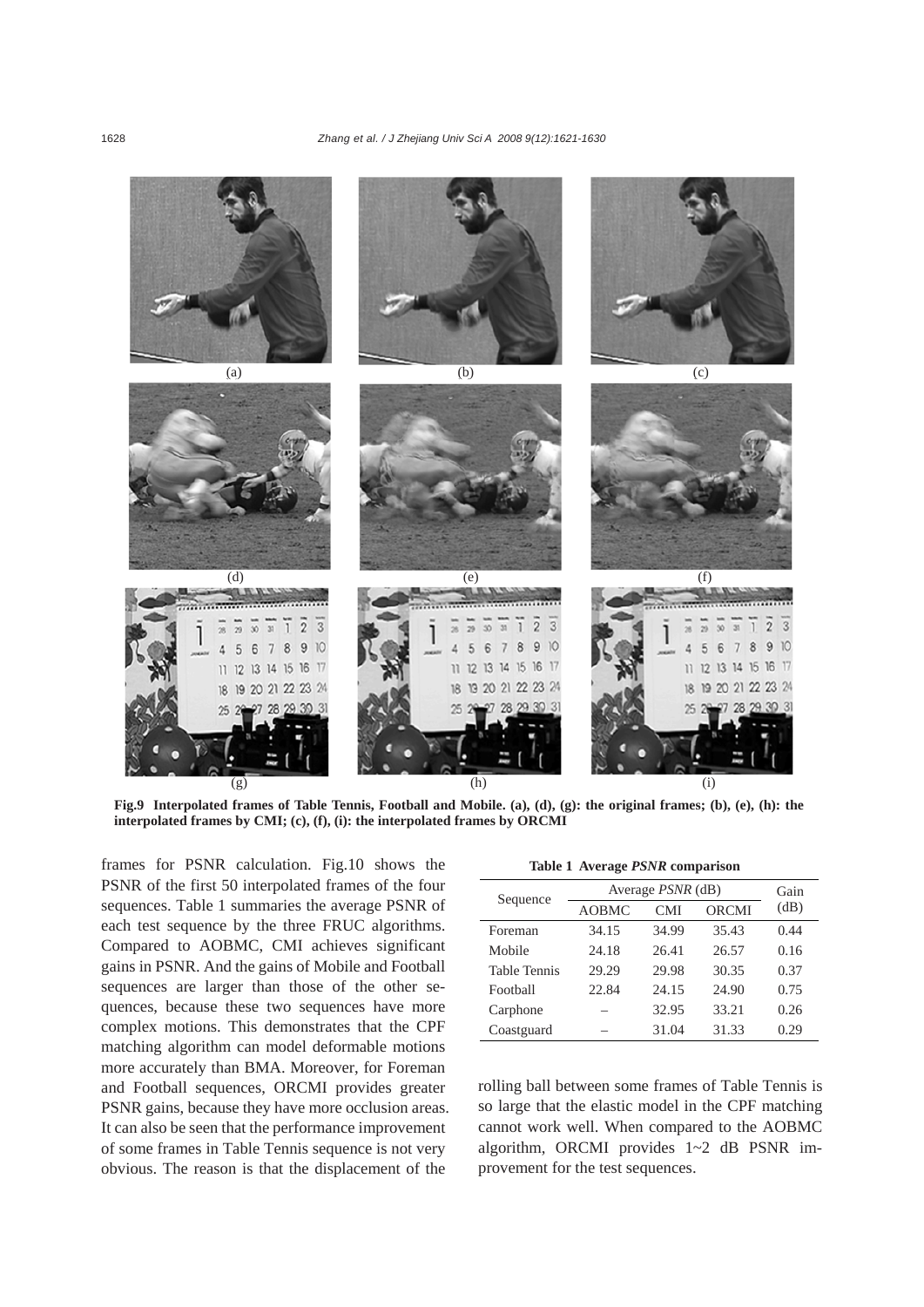**Fig.9 Interpolated frames of Table Tennis, Football and Mobile. (a), (d), (g): the original frames; (b), (e), (h): the interpolated frames by CMI; (c), (f), (i): the interpolated frames by ORCMI**

frames for PSNR calculation. Fig.10 shows the PSNR of the first 50 interpolated frames of the four sequences. Table 1 summaries the average PSNR of each test sequence by the three FRUC algorithms. Compared to AOBMC, CMI achieves significant gains in PSNR. And the gains of Mobile and Football sequences are larger than those of the other sequences, because these two sequences have more complex motions. This demonstrates that the CPF matching algorithm can model deformable motions more accurately than BMA. Moreover, for Foreman and Football sequences, ORCMI provides greater PSNR gains, because they have more occlusion areas. It can also be seen that the performance improvement of some frames in Table Tennis sequence is not very obvious. The reason is that the displacement of the rolling ball between some frames of Table Tennis is so large that the elastic model in the CPF matching cannot work well. When compared to the AOBMC algorithm, ORCMI provides 1~2 dB PSNR improvement for the test sequences.

**Table 1 Average *PSNR* comparison**

| Sequence | Average *PSNR* (dB) | | | Gain (dB) |
|---|---|---|---|---|
| | AOBMC | CMI | ORCMI | |
| Foreman | 34.15 | 34.99 | 35.43 | 0.44 |
| Mobile | 24.18 | 26.41 | 26.57 | 0.16 |
| Table Tennis | 29.29 | 29.98 | 30.35 | 0.37 |
| Football | 22.84 | 24.15 | 24.90 | 0.75 |
| Carphone | – | 32.95 | 33.21 | 0.26 |
| Coastguard | – | 31.04 | 31.33 | 0.29 |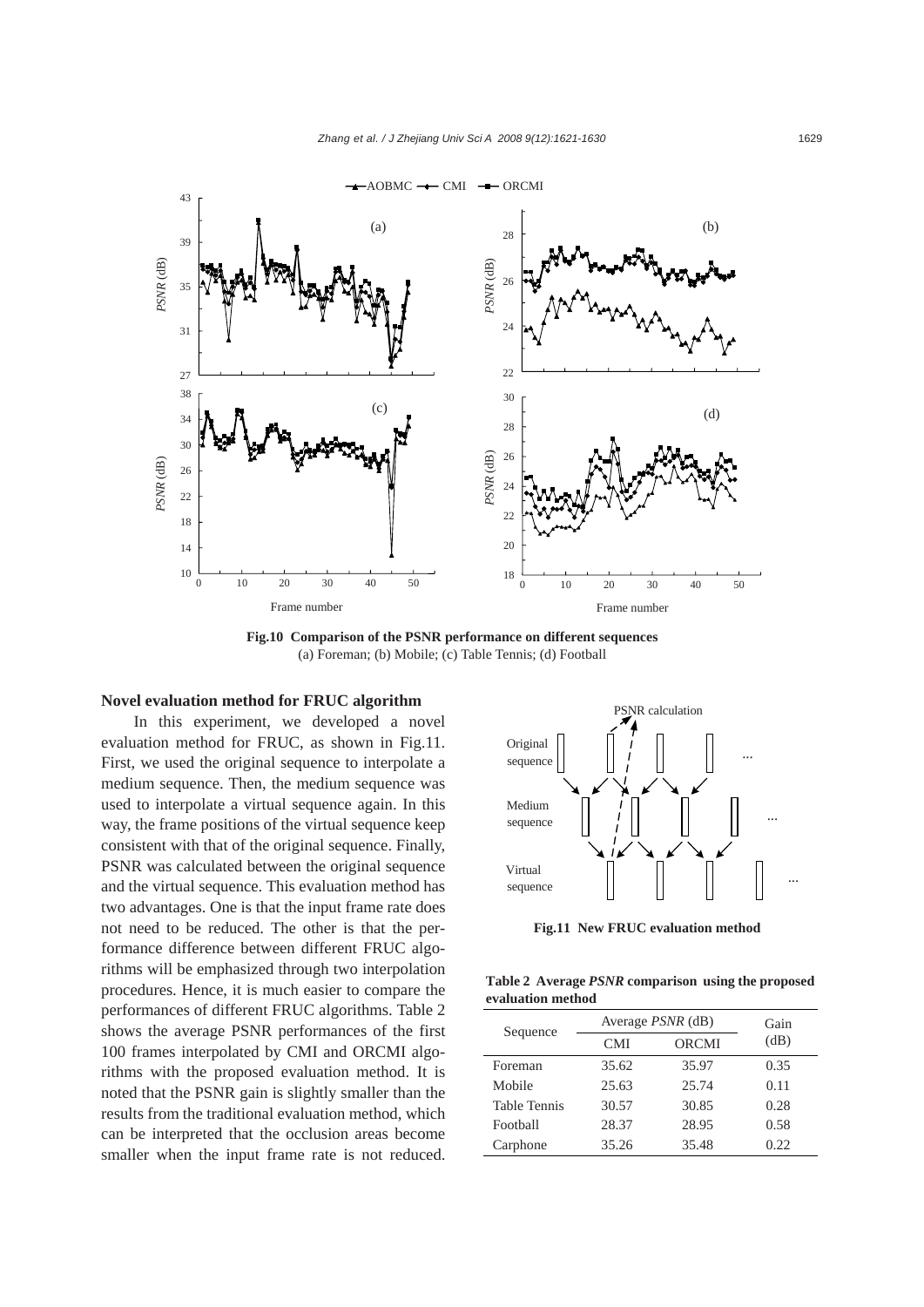**Fig.10 Comparison of the PSNR performance on different sequences**
(a) Foreman; (b) Mobile; (c) Table Tennis; (d) Football

**Novel evaluation method for FRUC algorithm**

In this experiment, we developed a novel evaluation method for FRUC, as shown in Fig.11. First, we used the original sequence to interpolate a medium sequence. Then, the medium sequence was used to interpolate a virtual sequence again. In this way, the frame positions of the virtual sequence keep consistent with that of the original sequence. Finally, PSNR was calculated between the original sequence and the virtual sequence. This evaluation method has two advantages. One is that the input frame rate does not need to be reduced. The other is that the performance difference between different FRUC algorithms will be emphasized through two interpolation procedures. Hence, it is much easier to compare the performances of different FRUC algorithms. Table 2 shows the average PSNR performances of the first 100 frames interpolated by CMI and ORCMI algorithms with the proposed evaluation method. It is noted that the PSNR gain is slightly smaller than the results from the traditional evaluation method, which can be interpreted that the occlusion areas become smaller when the input frame rate is not reduced.

**Fig.11 New FRUC evaluation method**

**Table 2 Average *PSNR* comparison using the proposed evaluation method**

| Sequence | Average *PSNR* (dB) | | Gain (dB) |
|---|---|---|---|
| | CMI | ORCMI | |
| Foreman | 35.62 | 35.97 | 0.35 |
| Mobile | 25.63 | 25.74 | 0.11 |
| Table Tennis | 30.57 | 30.85 | 0.28 |
| Football | 28.37 | 28.95 | 0.58 |
| Carphone | 35.26 | 35.48 | 0.22 |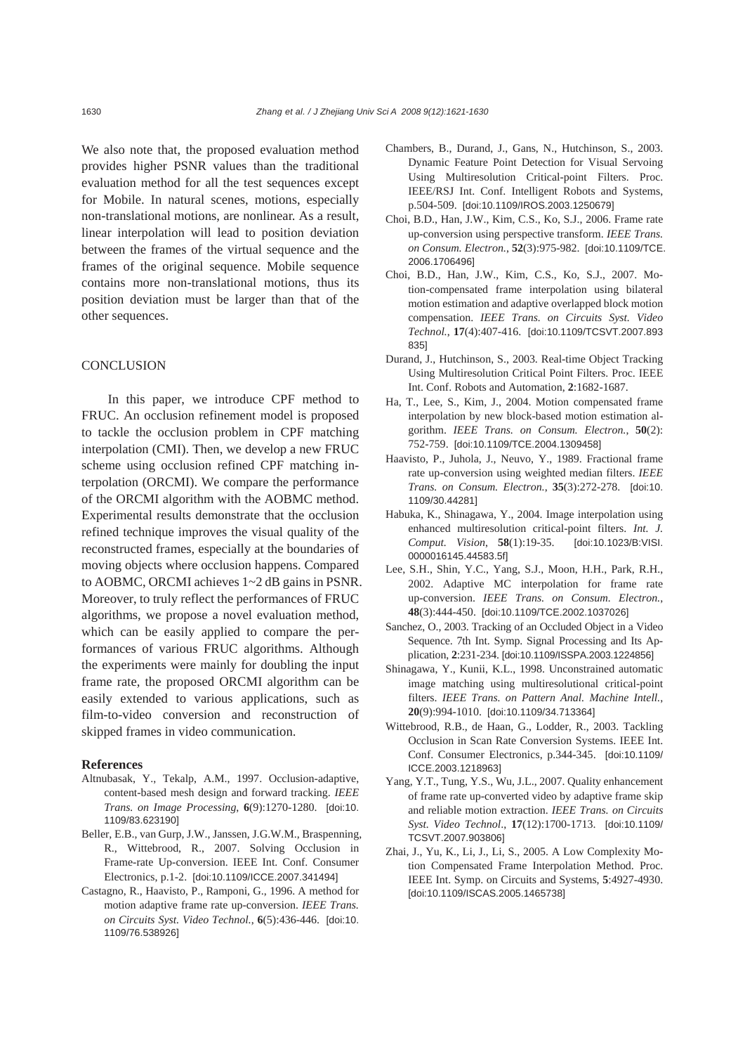We also note that, the proposed evaluation method provides higher PSNR values than the traditional evaluation method for all the test sequences except for Mobile. In natural scenes, motions, especially non-translational motions, are nonlinear. As a result, linear interpolation will lead to position deviation between the frames of the virtual sequence and the frames of the original sequence. Mobile sequence contains more non-translational motions, thus its position deviation must be larger than that of the other sequences.

## CONCLUSION

In this paper, we introduce CPF method to FRUC. An occlusion refinement model is proposed to tackle the occlusion problem in CPF matching interpolation (CMI). Then, we develop a new FRUC scheme using occlusion refined CPF matching interpolation (ORCMI). We compare the performance of the ORCMI algorithm with the AOBMC method. Experimental results demonstrate that the occlusion refined technique improves the visual quality of the reconstructed frames, especially at the boundaries of moving objects where occlusion happens. Compared to AOBMC, ORCMI achieves 1~2 dB gains in PSNR. Moreover, to truly reflect the performances of FRUC algorithms, we propose a novel evaluation method, which can be easily applied to compare the performances of various FRUC algorithms. Although the experiments were mainly for doubling the input frame rate, the proposed ORCMI algorithm can be easily extended to various applications, such as film-to-video conversion and reconstruction of skipped frames in video communication.

### References

Altnubasak, Y., Tekalp, A.M., 1997. Occlusion-adaptive, content-based mesh design and forward tracking. *IEEE Trans. on Image Processing*, **6**(9):1270-1280. [doi:10.1109/83.623190]

Beller, E.B., van Gurp, J.W., Janssen, J.G.W.M., Braspenning, R., Wittebrood, R., 2007. Solving Occlusion in Frame-rate Up-conversion. IEEE Int. Conf. Consumer Electronics, p.1-2. [doi:10.1109/ICCE.2007.341494]

Castagno, R., Haavisto, P., Ramponi, G., 1996. A method for motion adaptive frame rate up-conversion. *IEEE Trans. on Circuits Syst. Video Technol.*, **6**(5):436-446. [doi:10.1109/76.538926]

Chambers, B., Durand, J., Gans, N., Hutchinson, S., 2003. Dynamic Feature Point Detection for Visual Servoing Using Multiresolution Critical-point Filters. Proc. IEEE/RSJ Int. Conf. Intelligent Robots and Systems, p.504-509. [doi:10.1109/IROS.2003.1250679]

Choi, B.D., Han, J.W., Kim, C.S., Ko, S.J., 2006. Frame rate up-conversion using perspective transform. *IEEE Trans. on Consum. Electron.*, **52**(3):975-982. [doi:10.1109/TCE.2006.1706496]

Choi, B.D., Han, J.W., Kim, C.S., Ko, S.J., 2007. Motion-compensated frame interpolation using bilateral motion estimation and adaptive overlapped block motion compensation. *IEEE Trans. on Circuits Syst. Video Technol.*, **17**(4):407-416. [doi:10.1109/TCSVT.2007.893835]

Durand, J., Hutchinson, S., 2003. Real-time Object Tracking Using Multiresolution Critical Point Filters. Proc. IEEE Int. Conf. Robots and Automation, **2**:1682-1687.

Ha, T., Lee, S., Kim, J., 2004. Motion compensated frame interpolation by new block-based motion estimation algorithm. *IEEE Trans. on Consum. Electron.*, **50**(2):752-759. [doi:10.1109/TCE.2004.1309458]

Haavisto, P., Juhola, J., Neuvo, Y., 1989. Fractional frame rate up-conversion using weighted median filters. *IEEE Trans. on Consum. Electron.*, **35**(3):272-278. [doi:10.1109/30.44281]

Habuka, K., Shinagawa, Y., 2004. Image interpolation using enhanced multiresolution critical-point filters. *Int. J. Comput. Vision*, **58**(1):19-35. [doi:10.1023/B:VISI.0000016145.44583.5f]

Lee, S.H., Shin, Y.C., Yang, S.J., Moon, H.H., Park, R.H., 2002. Adaptive MC interpolation for frame rate up-conversion. *IEEE Trans. on Consum. Electron.*, **48**(3):444-450. [doi:10.1109/TCE.2002.1037026]

Sanchez, O., 2003. Tracking of an Occluded Object in a Video Sequence. 7th Int. Symp. Signal Processing and Its Application, **2**:231-234. [doi:10.1109/ISSPA.2003.1224856]

Shinagawa, Y., Kunii, K.L., 1998. Unconstrained automatic image matching using multiresolutional critical-point filters. *IEEE Trans. on Pattern Anal. Machine Intell.*, **20**(9):994-1010. [doi:10.1109/34.713364]

Wittebrood, R.B., de Haan, G., Lodder, R., 2003. Tackling Occlusion in Scan Rate Conversion Systems. IEEE Int. Conf. Consumer Electronics, p.344-345. [doi:10.1109/ICCE.2003.1218963]

Yang, Y.T., Tung, Y.S., Wu, J.L., 2007. Quality enhancement of frame rate up-converted video by adaptive frame skip and reliable motion extraction. *IEEE Trans. on Circuits Syst. Video Technol.*, **17**(12):1700-1713. [doi:10.1109/TCSVT.2007.903806]

Zhai, J., Yu, K., Li, J., Li, S., 2005. A Low Complexity Motion Compensated Frame Interpolation Method. Proc. IEEE Int. Symp. on Circuits and Systems, **5**:4927-4930. [doi:10.1109/ISCAS.2005.1465738]